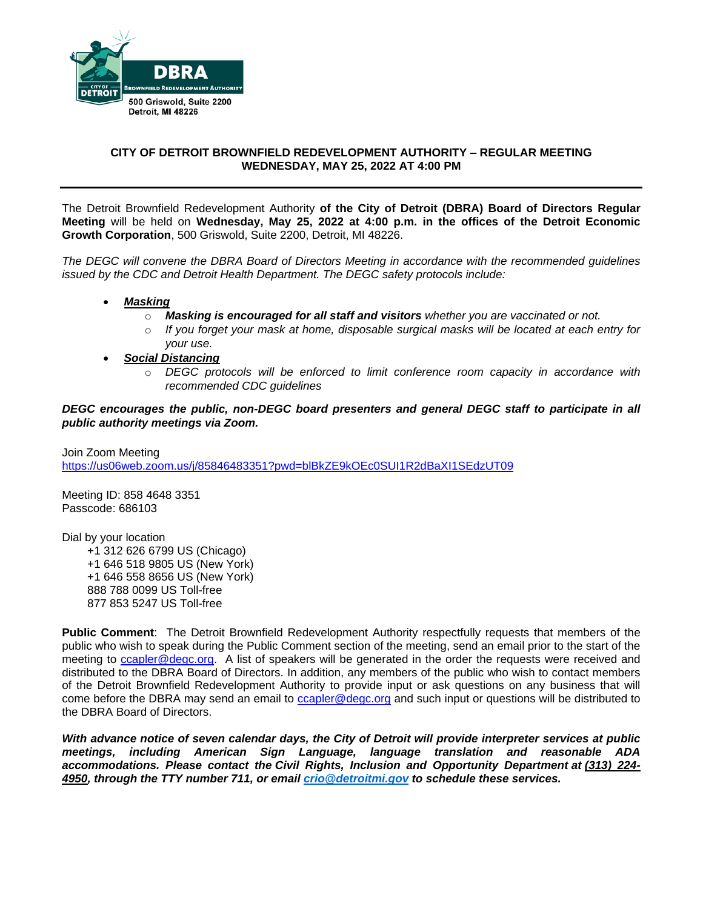DBRA
Brownfield Redevelopment Authority
City of Detroit
500 Griswold, Suite 2200
Detroit, MI 48226

## CITY OF DETROIT BROWNFIELD REDEVELOPMENT AUTHORITY – REGULAR MEETING
## WEDNESDAY, MAY 25, 2022 AT 4:00 PM

---

The Detroit Brownfield Redevelopment Authority **of the City of Detroit (DBRA) Board of Directors Regular Meeting** will be held on **Wednesday, May 25, 2022 at 4:00 p.m. in the offices of the Detroit Economic Growth Corporation**, 500 Griswold, Suite 2200, Detroit, MI 48226.

*The DEGC will convene the DBRA Board of Directors Meeting in accordance with the recommended guidelines issued by the CDC and Detroit Health Department. The DEGC safety protocols include:*

- ***Masking***
  - ***Masking is encouraged for all staff and visitors*** *whether you are vaccinated or not.*
  - *If you forget your mask at home, disposable surgical masks will be located at each entry for your use.*
- ***Social Distancing***
  - *DEGC protocols will be enforced to limit conference room capacity in accordance with recommended CDC guidelines*

***DEGC encourages the public, non-DEGC board presenters and general DEGC staff to participate in all public authority meetings via Zoom.***

Join Zoom Meeting
https://us06web.zoom.us/j/85846483351?pwd=blBkZE9kOEc0SUI1R2dBaXI1SEdzUT09

Meeting ID: 858 4648 3351
Passcode: 686103

Dial by your location
+1 312 626 6799 US (Chicago)
+1 646 518 9805 US (New York)
+1 646 558 8656 US (New York)
888 788 0099 US Toll-free
877 853 5247 US Toll-free

**Public Comment**: The Detroit Brownfield Redevelopment Authority respectfully requests that members of the public who wish to speak during the Public Comment section of the meeting, send an email prior to the start of the meeting to ccapler@degc.org. A list of speakers will be generated in the order the requests were received and distributed to the DBRA Board of Directors. In addition, any members of the public who wish to contact members of the Detroit Brownfield Redevelopment Authority to provide input or ask questions on any business that will come before the DBRA may send an email to ccapler@degc.org and such input or questions will be distributed to the DBRA Board of Directors.

***With advance notice of seven calendar days, the City of Detroit will provide interpreter services at public meetings, including American Sign Language, language translation and reasonable ADA accommodations. Please contact the Civil Rights, Inclusion and Opportunity Department at (313) 224-4950, through the TTY number 711, or email crio@detroitmi.gov to schedule these services.***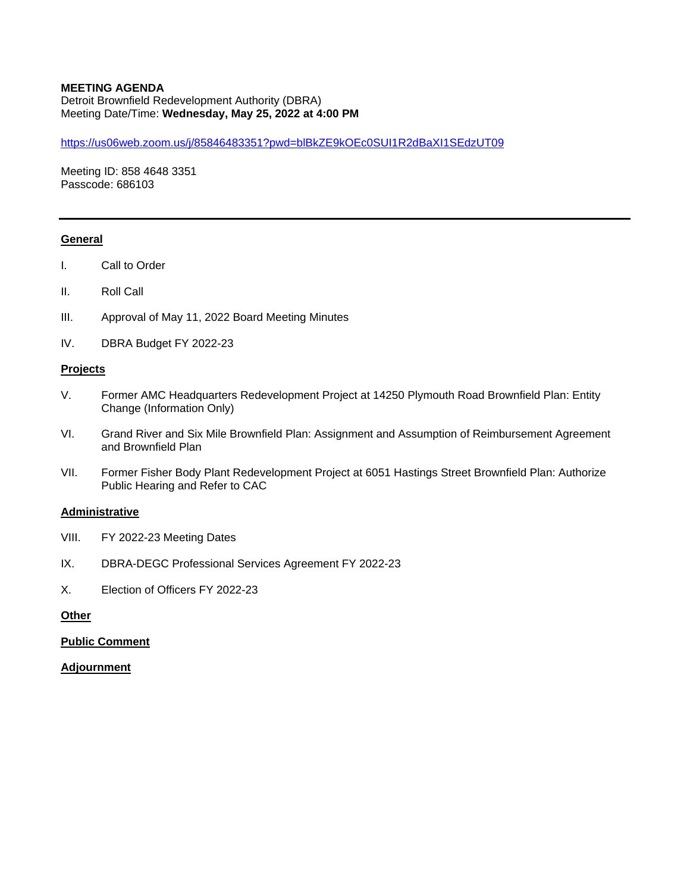**MEETING AGENDA**
Detroit Brownfield Redevelopment Authority (DBRA)
Meeting Date/Time: **Wednesday, May 25, 2022 at 4:00 PM**

https://us06web.zoom.us/j/85846483351?pwd=blBkZE9kOEc0SUI1R2dBaXI1SEdzUT09

Meeting ID: 858 4648 3351
Passcode: 686103

---

## General

I. Call to Order

II. Roll Call

III. Approval of May 11, 2022 Board Meeting Minutes

IV. DBRA Budget FY 2022-23

## Projects

V. Former AMC Headquarters Redevelopment Project at 14250 Plymouth Road Brownfield Plan: Entity Change (Information Only)

VI. Grand River and Six Mile Brownfield Plan: Assignment and Assumption of Reimbursement Agreement and Brownfield Plan

VII. Former Fisher Body Plant Redevelopment Project at 6051 Hastings Street Brownfield Plan: Authorize Public Hearing and Refer to CAC

## Administrative

VIII. FY 2022-23 Meeting Dates

IX. DBRA-DEGC Professional Services Agreement FY 2022-23

X. Election of Officers FY 2022-23

## Other

## Public Comment

## Adjournment